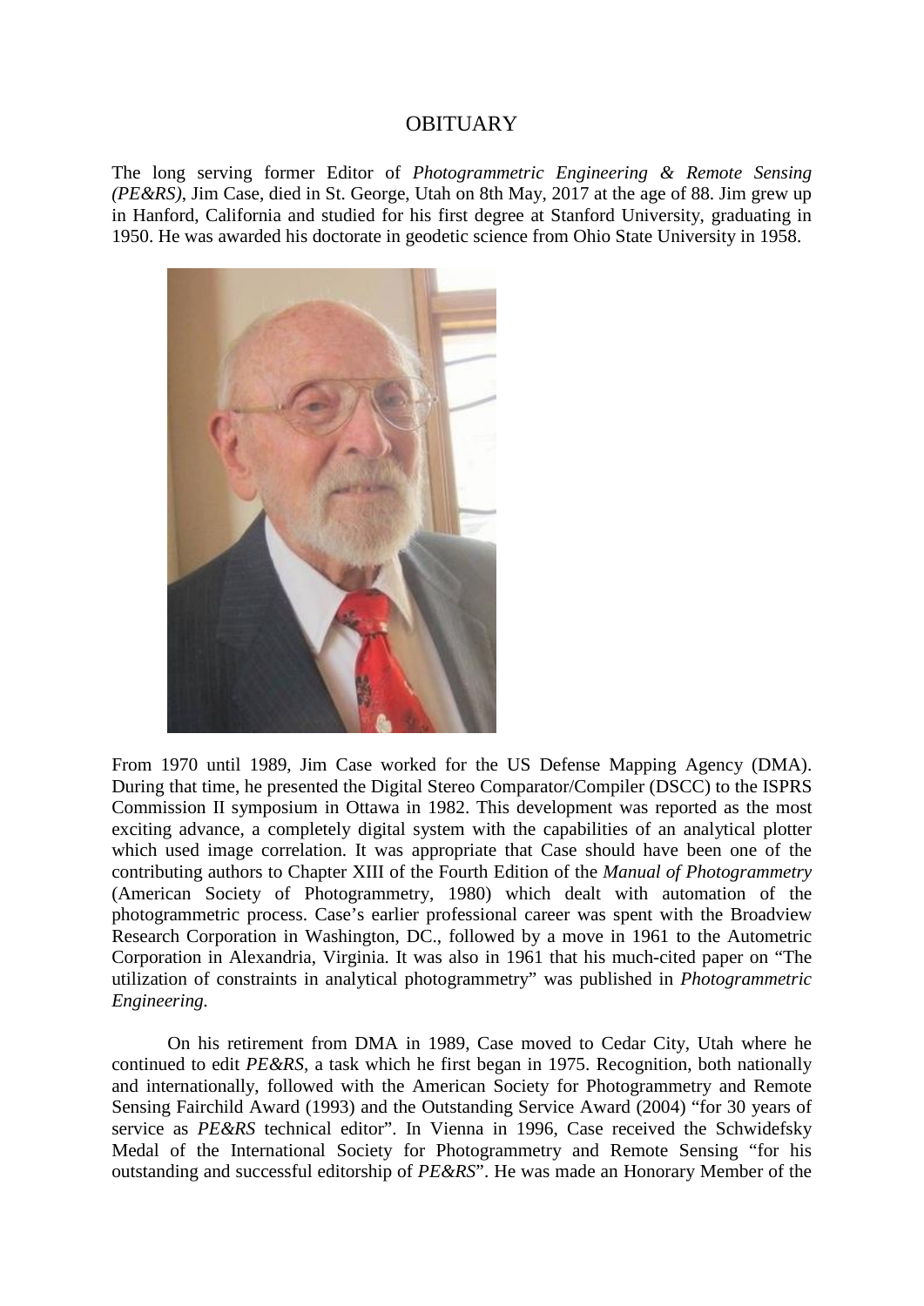# OBITUARY

The long serving former Editor of *Photogrammetric Engineering & Remote Sensing (PE&RS)*, Jim Case, died in St. George, Utah on 8th May, 2017 at the age of 88. Jim grew up in Hanford, California and studied for his first degree at Stanford University, graduating in 1950. He was awarded his doctorate in geodetic science from Ohio State University in 1958.

From 1970 until 1989, Jim Case worked for the US Defense Mapping Agency (DMA). During that time, he presented the Digital Stereo Comparator/Compiler (DSCC) to the ISPRS Commission II symposium in Ottawa in 1982. This development was reported as the most exciting advance, a completely digital system with the capabilities of an analytical plotter which used image correlation. It was appropriate that Case should have been one of the contributing authors to Chapter XIII of the Fourth Edition of the *Manual of Photogrammetry* (American Society of Photogrammetry, 1980) which dealt with automation of the photogrammetric process. Case's earlier professional career was spent with the Broadview Research Corporation in Washington, DC., followed by a move in 1961 to the Autometric Corporation in Alexandria, Virginia. It was also in 1961 that his much-cited paper on "The utilization of constraints in analytical photogrammetry" was published in *Photogrammetric Engineering.*

On his retirement from DMA in 1989, Case moved to Cedar City, Utah where he continued to edit *PE&RS*, a task which he first began in 1975. Recognition, both nationally and internationally, followed with the American Society for Photogrammetry and Remote Sensing Fairchild Award (1993) and the Outstanding Service Award (2004) "for 30 years of service as *PE&RS* technical editor". In Vienna in 1996, Case received the Schwidefsky Medal of the International Society for Photogrammetry and Remote Sensing "for his outstanding and successful editorship of *PE&RS*". He was made an Honorary Member of the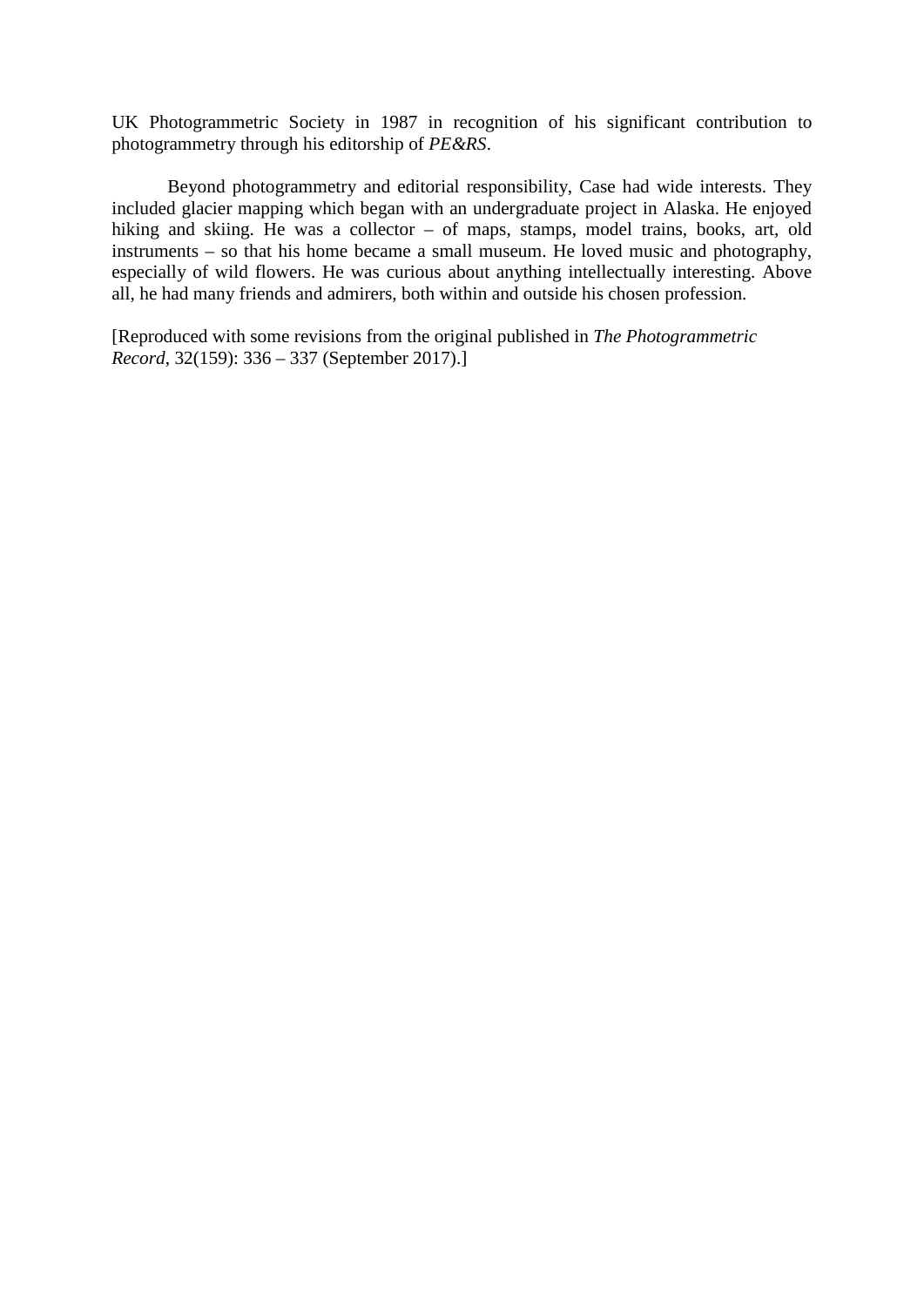UK Photogrammetric Society in 1987 in recognition of his significant contribution to photogrammetry through his editorship of *PE&RS*.

Beyond photogrammetry and editorial responsibility, Case had wide interests. They included glacier mapping which began with an undergraduate project in Alaska. He enjoyed hiking and skiing. He was a collector – of maps, stamps, model trains, books, art, old instruments – so that his home became a small museum. He loved music and photography, especially of wild flowers. He was curious about anything intellectually interesting. Above all, he had many friends and admirers, both within and outside his chosen profession.

[Reproduced with some revisions from the original published in *The Photogrammetric Record*, 32(159): 336 – 337 (September 2017).]